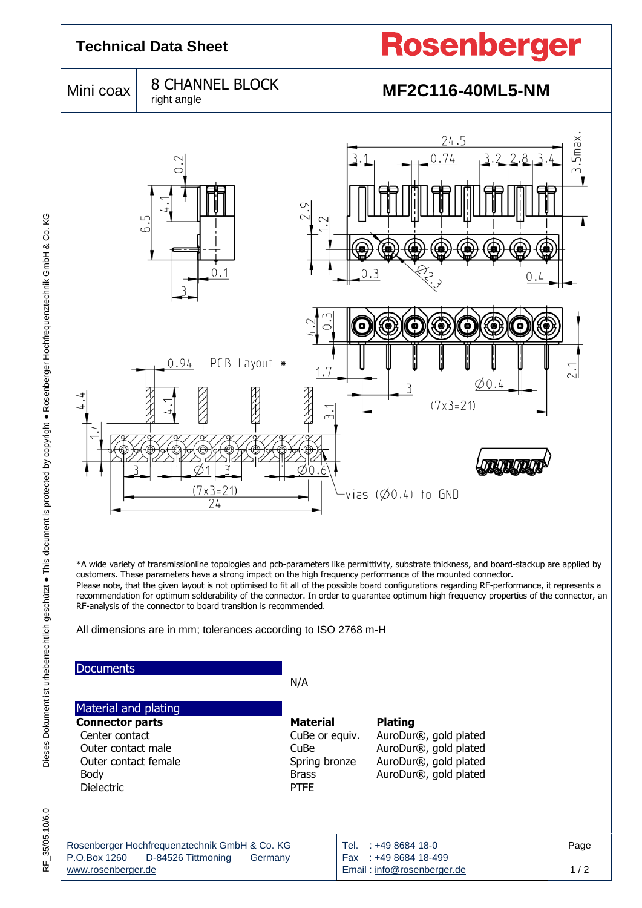# Technical Data Sheet

**Rosenberger**

| Mini coax | 8 CHANNEL BLOCK right angle | MF2C116-40ML5-NM |
|---|---|---|

PCB Layout *

vias (Ø0.4) to GND

*A wide variety of transmissionline topologies and pcb-parameters like permittivity, substrate thickness, and board-stackup are applied by customers. These parameters have a strong impact on the high frequency performance of the mounted connector.
Please note, that the given layout is not optimised to fit all of the possible board configurations regarding RF-performance, it represents a recommendation for optimum solderability of the connector. In order to guarantee optimum high frequency properties of the connector, an RF-analysis of the connector to board transition is recommended.

All dimensions are in mm; tolerances according to ISO 2768 m-H

## Documents

N/A

## Material and plating

| Connector parts | Material | Plating |
|---|---|---|
| Center contact | CuBe or equiv. | AuroDur®, gold plated |
| Outer contact male | CuBe | AuroDur®, gold plated |
| Outer contact female | Spring bronze | AuroDur®, gold plated |
| Body | Brass | AuroDur®, gold plated |
| Dielectric | PTFE | |

Rosenberger Hochfrequenztechnik GmbH & Co. KG
P.O.Box 1260 D-84526 Tittmoning Germany
www.rosenberger.de

Tel. : +49 8684 18-0
Fax : +49 8684 18-499
Email : info@rosenberger.de

Dieses Dokument ist urheberrechtlich geschützt ● This document is protected by copyright ● Rosenberger Hochfrequenztechnik GmbH & Co. KG

RF_35/05.10/6.0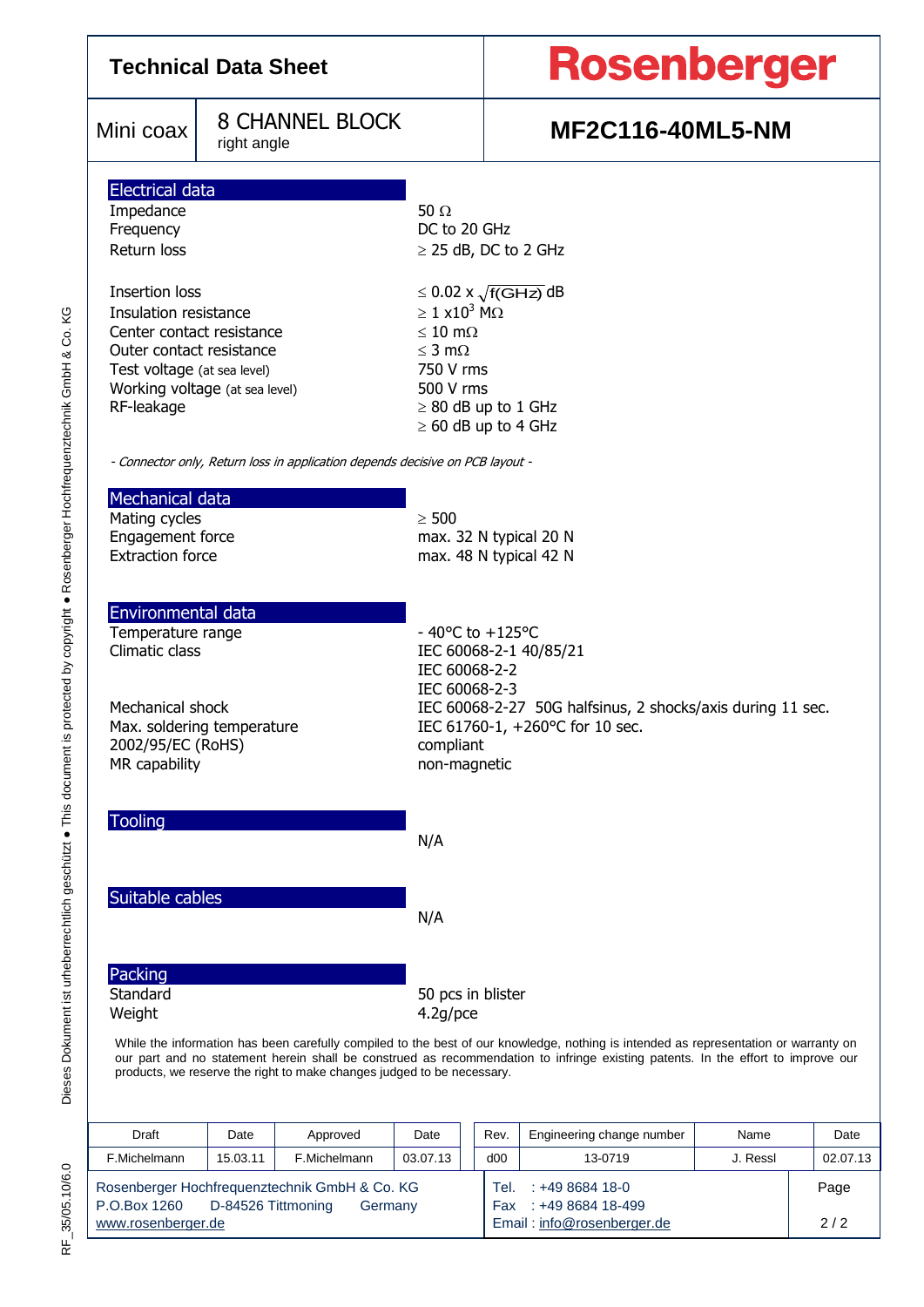# Technical Data Sheet

**Rosenberger**

| Mini coax | 8 CHANNEL BLOCK right angle | MF2C116-40ML5-NM |
|---|---|---|

## Electrical data

| | |
|---|---|
| Impedance | 50 Ω |
| Frequency | DC to 20 GHz |
| Return loss | ≥ 25 dB, DC to 2 GHz |
| Insertion loss | ≤ 0.02 x $\sqrt{f(GHz)}$ dB |
| Insulation resistance | ≥ 1 x$10^3$ MΩ |
| Center contact resistance | ≤ 10 mΩ |
| Outer contact resistance | ≤ 3 mΩ |
| Test voltage (at sea level) | 750 V rms |
| Working voltage (at sea level) | 500 V rms |
| RF-leakage | ≥ 80 dB up to 1 GHz<br>≥ 60 dB up to 4 GHz |

*- Connector only, Return loss in application depends decisive on PCB layout -*

## Mechanical data

| | |
|---|---|
| Mating cycles | ≥ 500 |
| Engagement force | max. 32 N typical 20 N |
| Extraction force | max. 48 N typical 42 N |

## Environmental data

| | |
|---|---|
| Temperature range | - 40°C to +125°C |
| Climatic class | IEC 60068-2-1 40/85/21<br>IEC 60068-2-2<br>IEC 60068-2-3 |
| Mechanical shock | IEC 60068-2-27 50G halfsinus, 2 shocks/axis during 11 sec. |
| Max. soldering temperature | IEC 61760-1, +260°C for 10 sec. |
| 2002/95/EC (RoHS) | compliant |
| MR capability | non-magnetic |

## Tooling

N/A

## Suitable cables

N/A

## Packing

| | |
|---|---|
| Standard | 50 pcs in blister |
| Weight | 4.2g/pce |

While the information has been carefully compiled to the best of our knowledge, nothing is intended as representation or warranty on our part and no statement herein shall be construed as recommendation to infringe existing patents. In the effort to improve our products, we reserve the right to make changes judged to be necessary.

| Draft | Date | Approved | Date | Rev. | Engineering change number | Name | Date |
|---|---|---|---|---|---|---|---|
| F.Michelmann | 15.03.11 | F.Michelmann | 03.07.13 | d00 | 13-0719 | J. Ressl | 02.07.13 |

Rosenberger Hochfrequenztechnik GmbH & Co. KG
P.O.Box 1260 D-84526 Tittmoning Germany
www.rosenberger.de

Tel. : +49 8684 18-0
Fax : +49 8684 18-499
Email : info@rosenberger.de

Dieses Dokument ist urheberrechtlich geschützt ● This document is protected by copyright ● Rosenberger Hochfrequenztechnik GmbH & Co. KG

RF_35/05.10/6.0